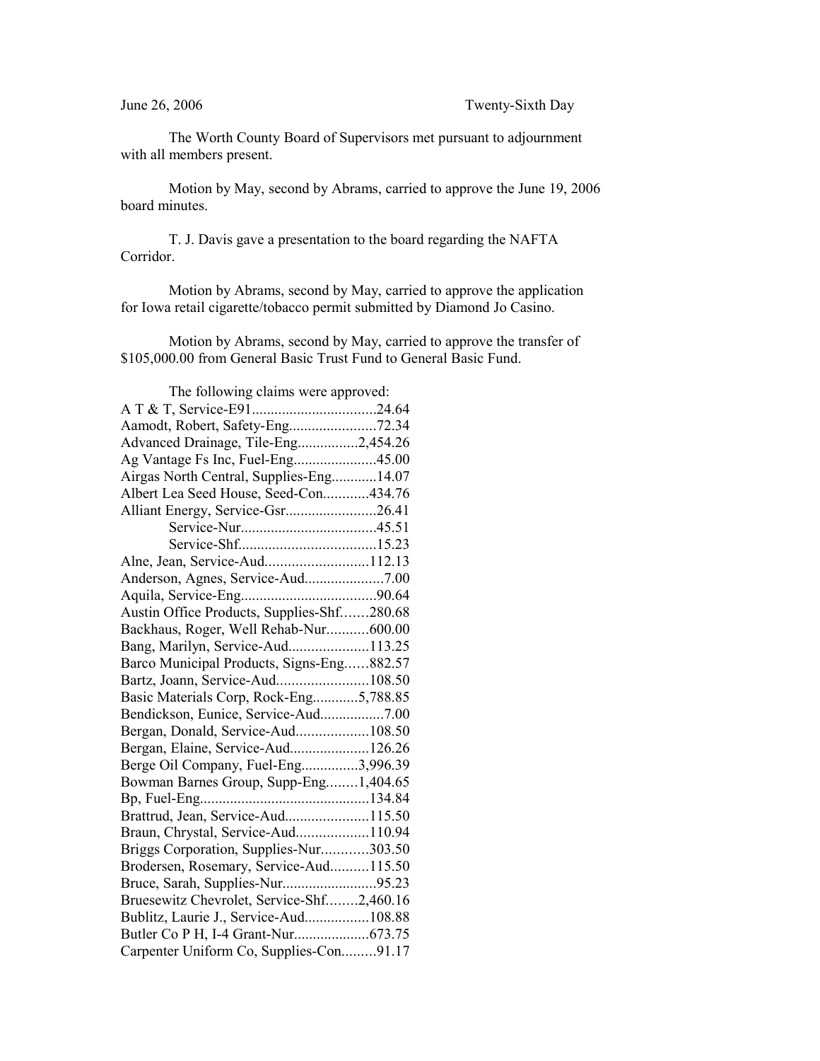June 26, 2006 Twenty-Sixth Day

The Worth County Board of Supervisors met pursuant to adjournment with all members present.

Motion by May, second by Abrams, carried to approve the June 19, 2006 board minutes.

T. J. Davis gave a presentation to the board regarding the NAFTA Corridor.

Motion by Abrams, second by May, carried to approve the application for Iowa retail cigarette/tobacco permit submitted by Diamond Jo Casino.

Motion by Abrams, second by May, carried to approve the transfer of $105,000.00 from General Basic Trust Fund to General Basic Fund.

The following claims were approved:

A T & T, Service-E91.................................24.64
Aamodt, Robert, Safety-Eng.......................72.34
Advanced Drainage, Tile-Eng................2,454.26
Ag Vantage Fs Inc, Fuel-Eng......................45.00
Airgas North Central, Supplies-Eng............14.07
Albert Lea Seed House, Seed-Con............434.76
Alliant Energy, Service-Gsr........................26.41
Service-Nur....................................45.51
Service-Shf....................................15.23
Alne, Jean, Service-Aud...........................112.13
Anderson, Agnes, Service-Aud.....................7.00
Aquila, Service-Eng...................................90.64
Austin Office Products, Supplies-Shf.......280.68
Backhaus, Roger, Well Rehab-Nur...........600.00
Bang, Marilyn, Service-Aud.....................113.25
Barco Municipal Products, Signs-Eng......882.57
Bartz, Joann, Service-Aud........................108.50
Basic Materials Corp, Rock-Eng............5,788.85
Bendickson, Eunice, Service-Aud.................7.00
Bergan, Donald, Service-Aud...................108.50
Bergan, Elaine, Service-Aud....................126.26
Berge Oil Company, Fuel-Eng...............3,996.39
Bowman Barnes Group, Supp-Eng........1,404.65
Bp, Fuel-Eng............................................134.84
Brattrud, Jean, Service-Aud......................115.50
Braun, Chrystal, Service-Aud...................110.94
Briggs Corporation, Supplies-Nur............303.50
Brodersen, Rosemary, Service-Aud..........115.50
Bruce, Sarah, Supplies-Nur.........................95.23
Bruesewitz Chevrolet, Service-Shf........2,460.16
Bublitz, Laurie J., Service-Aud.................108.88
Butler Co P H, I-4 Grant-Nur....................673.75
Carpenter Uniform Co, Supplies-Con.........91.17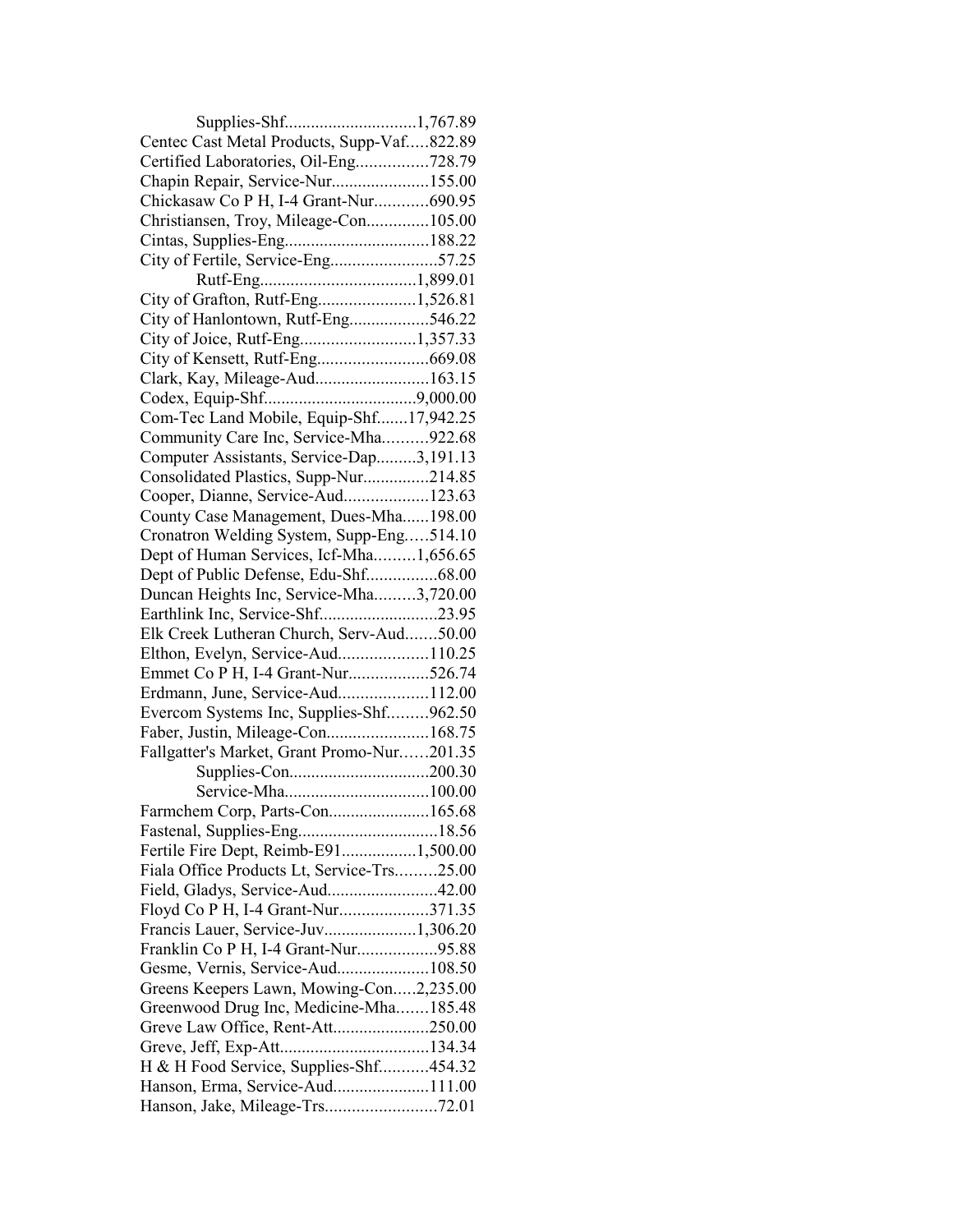Supplies-Shf..............................1,767.89
Centec Cast Metal Products, Supp-Vaf.....822.89
Certified Laboratories, Oil-Eng................728.79
Chapin Repair, Service-Nur......................155.00
Chickasaw Co P H, I-4 Grant-Nur............690.95
Christiansen, Troy, Mileage-Con..............105.00
Cintas, Supplies-Eng.................................188.22
City of Fertile, Service-Eng........................57.25
Rutf-Eng...................................1,899.01
City of Grafton, Rutf-Eng......................1,526.81
City of Hanlontown, Rutf-Eng..................546.22
City of Joice, Rutf-Eng..........................1,357.33
City of Kensett, Rutf-Eng.........................669.08
Clark, Kay, Mileage-Aud..........................163.15
Codex, Equip-Shf..................................9,000.00
Com-Tec Land Mobile, Equip-Shf.......17,942.25
Community Care Inc, Service-Mha..........922.68
Computer Assistants, Service-Dap.........3,191.13
Consolidated Plastics, Supp-Nur...............214.85
Cooper, Dianne, Service-Aud...................123.63
County Case Management, Dues-Mha......198.00
Cronatron Welding System, Supp-Eng.....514.10
Dept of Human Services, Icf-Mha.........1,656.65
Dept of Public Defense, Edu-Shf................68.00
Duncan Heights Inc, Service-Mha.........3,720.00
Earthlink Inc, Service-Shf..........................23.95
Elk Creek Lutheran Church, Serv-Aud.......50.00
Elthon, Evelyn, Service-Aud....................110.25
Emmet Co P H, I-4 Grant-Nur..................526.74
Erdmann, June, Service-Aud....................112.00
Evercom Systems Inc, Supplies-Shf.........962.50
Faber, Justin, Mileage-Con.......................168.75
Fallgatter's Market, Grant Promo-Nur......201.35
Supplies-Con...............................200.30
Service-Mha................................100.00
Farmchem Corp, Parts-Con.......................165.68
Fastenal, Supplies-Eng................................18.56
Fertile Fire Dept, Reimb-E91.................1,500.00
Fiala Office Products Lt, Service-Trs.........25.00
Field, Gladys, Service-Aud.........................42.00
Floyd Co P H, I-4 Grant-Nur....................371.35
Francis Lauer, Service-Juv.....................1,306.20
Franklin Co P H, I-4 Grant-Nur..................95.88
Gesme, Vernis, Service-Aud.....................108.50
Greens Keepers Lawn, Mowing-Con.....2,235.00
Greenwood Drug Inc, Medicine-Mha.......185.48
Greve Law Office, Rent-Att......................250.00
Greve, Jeff, Exp-Att..................................134.34
H & H Food Service, Supplies-Shf...........454.32
Hanson, Erma, Service-Aud......................111.00
Hanson, Jake, Mileage-Trs.........................72.01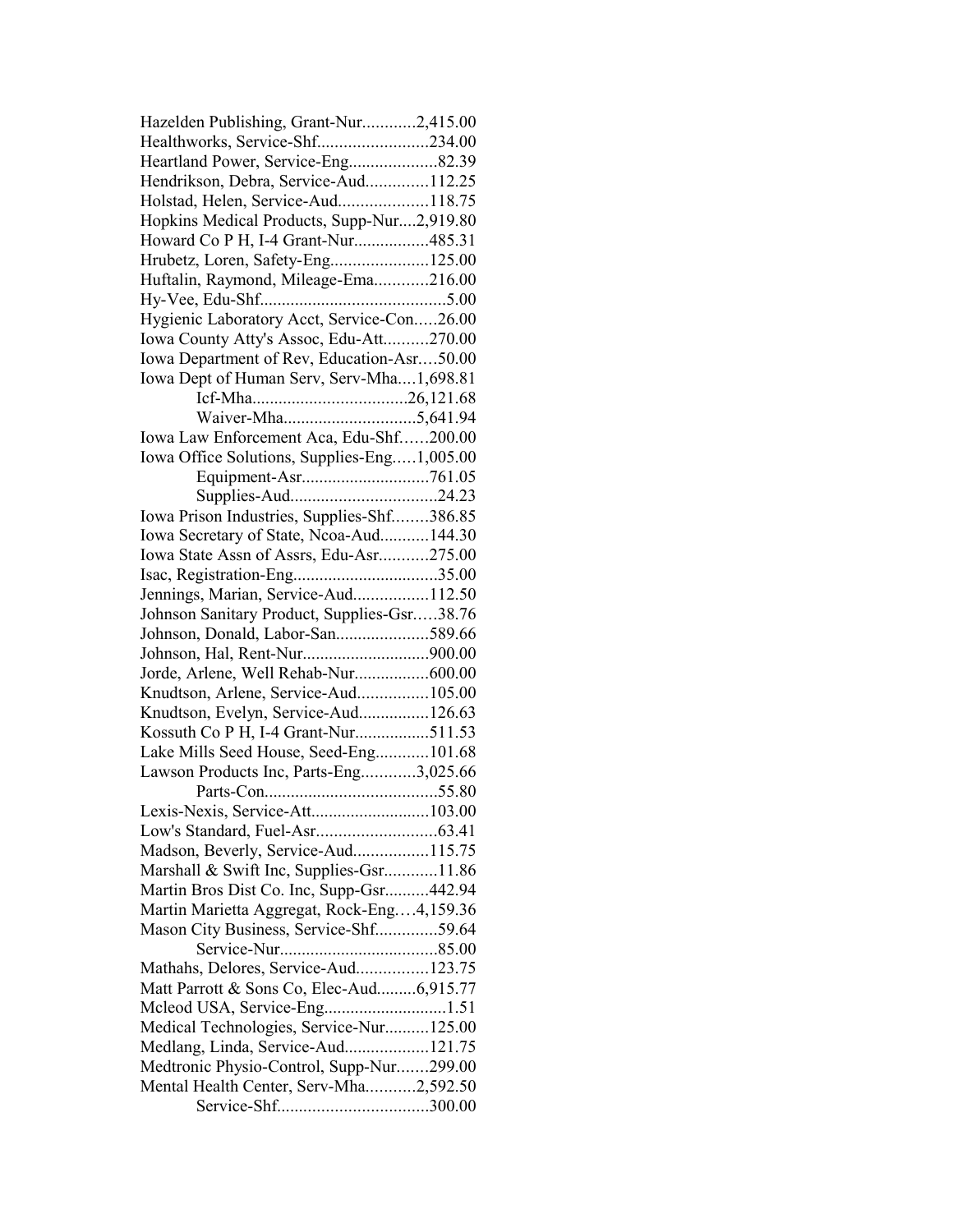Hazelden Publishing, Grant-Nur............2,415.00
Healthworks, Service-Shf.........................234.00
Heartland Power, Service-Eng....................82.39
Hendrikson, Debra, Service-Aud..............112.25
Holstad, Helen, Service-Aud....................118.75
Hopkins Medical Products, Supp-Nur....2,919.80
Howard Co P H, I-4 Grant-Nur.................485.31
Hrubetz, Loren, Safety-Eng......................125.00
Huftalin, Raymond, Mileage-Ema............216.00
Hy-Vee, Edu-Shf..........................................5.00
Hygienic Laboratory Acct, Service-Con.....26.00
Iowa County Atty's Assoc, Edu-Att..........270.00
Iowa Department of Rev, Education-Asr....50.00
Iowa Dept of Human Serv, Serv-Mha....1,698.81
Icf-Mha...................................26,121.68
Waiver-Mha..............................5,641.94
Iowa Law Enforcement Aca, Edu-Shf......200.00
Iowa Office Solutions, Supplies-Eng.....1,005.00
Equipment-Asr............................761.05
Supplies-Aud.................................24.23
Iowa Prison Industries, Supplies-Shf........386.85
Iowa Secretary of State, Ncoa-Aud...........144.30
Iowa State Assn of Assrs, Edu-Asr...........275.00
Isac, Registration-Eng................................35.00
Jennings, Marian, Service-Aud.................112.50
Johnson Sanitary Product, Supplies-Gsr.....38.76
Johnson, Donald, Labor-San.....................589.66
Johnson, Hal, Rent-Nur............................900.00
Jorde, Arlene, Well Rehab-Nur.................600.00
Knudtson, Arlene, Service-Aud................105.00
Knudtson, Evelyn, Service-Aud................126.63
Kossuth Co P H, I-4 Grant-Nur.................511.53
Lake Mills Seed House, Seed-Eng............101.68
Lawson Products Inc, Parts-Eng............3,025.66
Parts-Con.......................................55.80
Lexis-Nexis, Service-Att...........................103.00
Low's Standard, Fuel-Asr...........................63.41
Madson, Beverly, Service-Aud.................115.75
Marshall & Swift Inc, Supplies-Gsr............11.86
Martin Bros Dist Co. Inc, Supp-Gsr..........442.94
Martin Marietta Aggregat, Rock-Eng....4,159.36
Mason City Business, Service-Shf..............59.64
Service-Nur...................................85.00
Mathahs, Delores, Service-Aud................123.75
Matt Parrott & Sons Co, Elec-Aud.........6,915.77
Mcleod USA, Service-Eng...........................1.51
Medical Technologies, Service-Nur..........125.00
Medlang, Linda, Service-Aud...................121.75
Medtronic Physio-Control, Supp-Nur.......299.00
Mental Health Center, Serv-Mha...........2,592.50
Service-Shf.................................300.00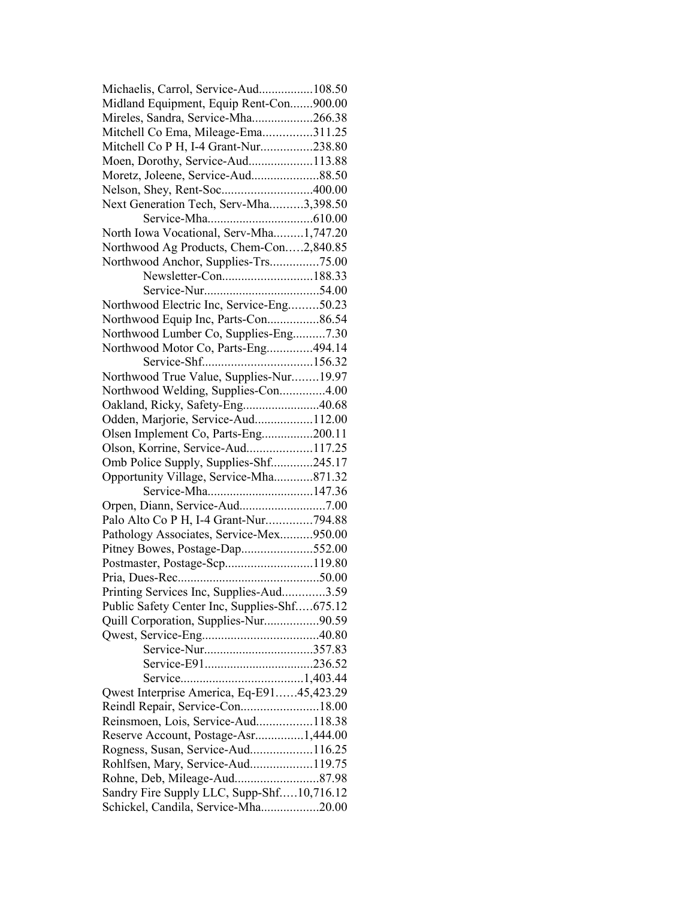Michaelis, Carrol, Service-Aud.................108.50
Midland Equipment, Equip Rent-Con.......900.00
Mireles, Sandra, Service-Mha...................266.38
Mitchell Co Ema, Mileage-Ema...............311.25
Mitchell Co P H, I-4 Grant-Nur................238.80
Moen, Dorothy, Service-Aud....................113.88
Moretz, Joleene, Service-Aud.....................88.50
Nelson, Shey, Rent-Soc............................400.00
Next Generation Tech, Serv-Mha..........3,398.50
Service-Mha................................610.00
North Iowa Vocational, Serv-Mha.........1,747.20
Northwood Ag Products, Chem-Con.....2,840.85
Northwood Anchor, Supplies-Trs...............75.00
Newsletter-Con...........................188.33
Service-Nur...................................54.00
Northwood Electric Inc, Service-Eng.........50.23
Northwood Equip Inc, Parts-Con................86.54
Northwood Lumber Co, Supplies-Eng..........7.30
Northwood Motor Co, Parts-Eng.............494.14
Service-Shf.................................156.32
Northwood True Value, Supplies-Nur........19.97
Northwood Welding, Supplies-Con.............4.00
Oakland, Ricky, Safety-Eng........................40.68
Odden, Marjorie, Service-Aud..................112.00
Olsen Implement Co, Parts-Eng................200.11
Olson, Korrine, Service-Aud....................117.25
Omb Police Supply, Supplies-Shf.............245.17
Opportunity Village, Service-Mha............871.32
Service-Mha................................147.36
Orpen, Diann, Service-Aud...........................7.00
Palo Alto Co P H, I-4 Grant-Nur..............794.88
Pathology Associates, Service-Mex..........950.00
Pitney Bowes, Postage-Dap......................552.00
Postmaster, Postage-Scp...........................119.80
Pria, Dues-Rec............................................50.00
Printing Services Inc, Supplies-Aud.............3.59
Public Safety Center Inc, Supplies-Shf.....675.12
Quill Corporation, Supplies-Nur.................90.59
Qwest, Service-Eng....................................40.80
Service-Nur.................................357.83
Service-E91.................................236.52
Service.....................................1,403.44
Qwest Interprise America, Eq-E91......45,423.29
Reindl Repair, Service-Con........................18.00
Reinsmoen, Lois, Service-Aud.................118.38
Reserve Account, Postage-Asr...............1,444.00
Rogness, Susan, Service-Aud...................116.25
Rohlfsen, Mary, Service-Aud...................119.75
Rohne, Deb, Mileage-Aud..........................87.98
Sandry Fire Supply LLC, Supp-Shf.....10,716.12
Schickel, Candila, Service-Mha..................20.00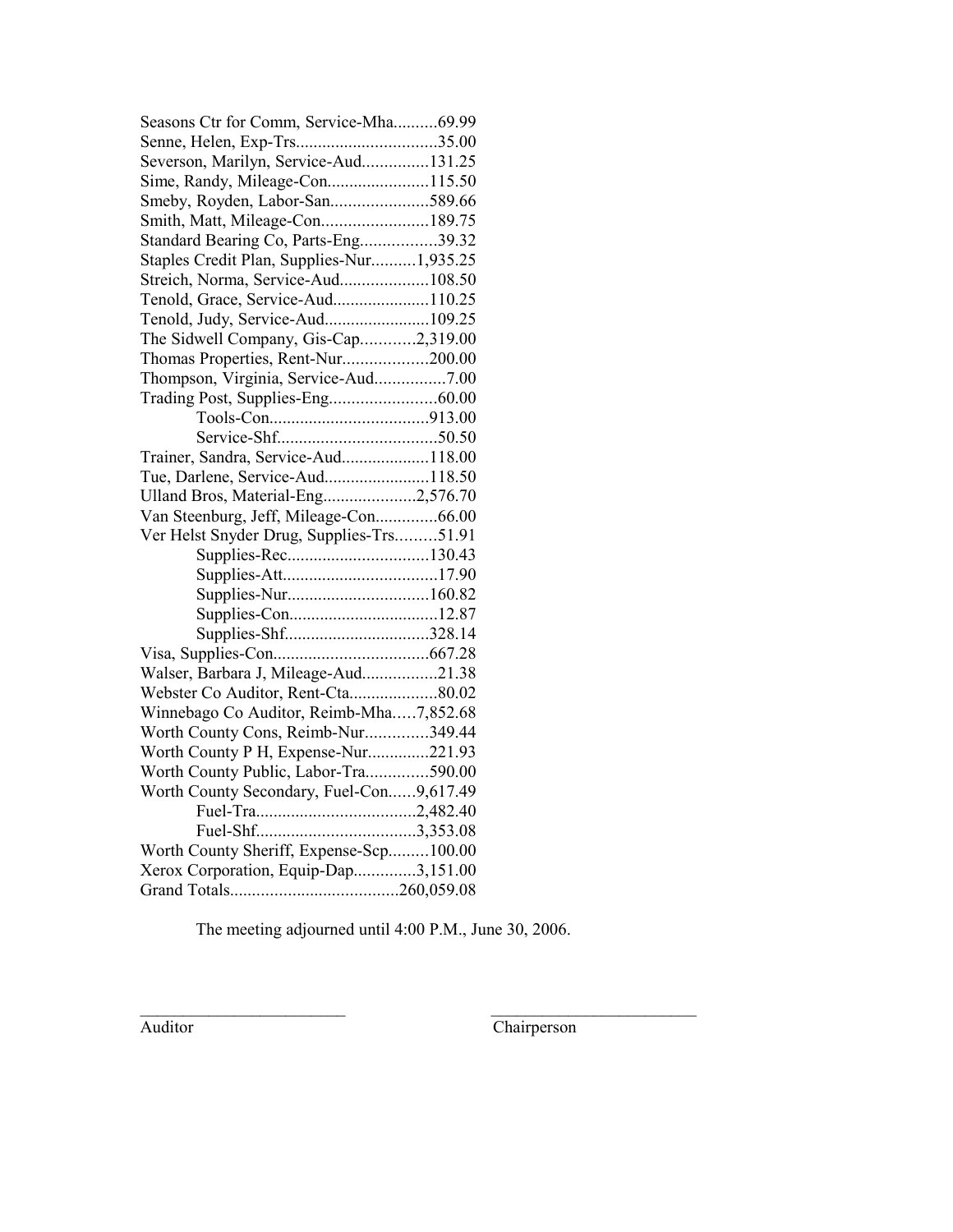Seasons Ctr for Comm, Service-Mha..........69.99
Senne, Helen, Exp-Trs................................35.00
Severson, Marilyn, Service-Aud...............131.25
Sime, Randy, Mileage-Con.......................115.50
Smeby, Royden, Labor-San......................589.66
Smith, Matt, Mileage-Con........................189.75
Standard Bearing Co, Parts-Eng.................39.32
Staples Credit Plan, Supplies-Nur..........1,935.25
Streich, Norma, Service-Aud....................108.50
Tenold, Grace, Service-Aud......................110.25
Tenold, Judy, Service-Aud........................109.25
The Sidwell Company, Gis-Cap............2,319.00
Thomas Properties, Rent-Nur...................200.00
Thompson, Virginia, Service-Aud................7.00
Trading Post, Supplies-Eng........................60.00
Tools-Con...................................913.00
Service-Shf....................................50.50
Trainer, Sandra, Service-Aud....................118.00
Tue, Darlene, Service-Aud........................118.50
Ulland Bros, Material-Eng.....................2,576.70
Van Steenburg, Jeff, Mileage-Con..............66.00
Ver Helst Snyder Drug, Supplies-Trs.........51.91
Supplies-Rec................................130.43
Supplies-Att...................................17.90
Supplies-Nur................................160.82
Supplies-Con..................................12.87
Supplies-Shf.................................328.14
Visa, Supplies-Con...................................667.28
Walser, Barbara J, Mileage-Aud.................21.38
Webster Co Auditor, Rent-Cta....................80.02
Winnebago Co Auditor, Reimb-Mha.....7,852.68
Worth County Cons, Reimb-Nur..............349.44
Worth County P H, Expense-Nur..............221.93
Worth County Public, Labor-Tra..............590.00
Worth County Secondary, Fuel-Con......9,617.49
Fuel-Tra....................................2,482.40
Fuel-Shf....................................3,353.08
Worth County Sheriff, Expense-Scp.........100.00
Xerox Corporation, Equip-Dap..............3,151.00
Grand Totals......................................260,059.08

The meeting adjourned until 4:00 P.M., June 30, 2006.

________________________ ________________________
Auditor Chairperson